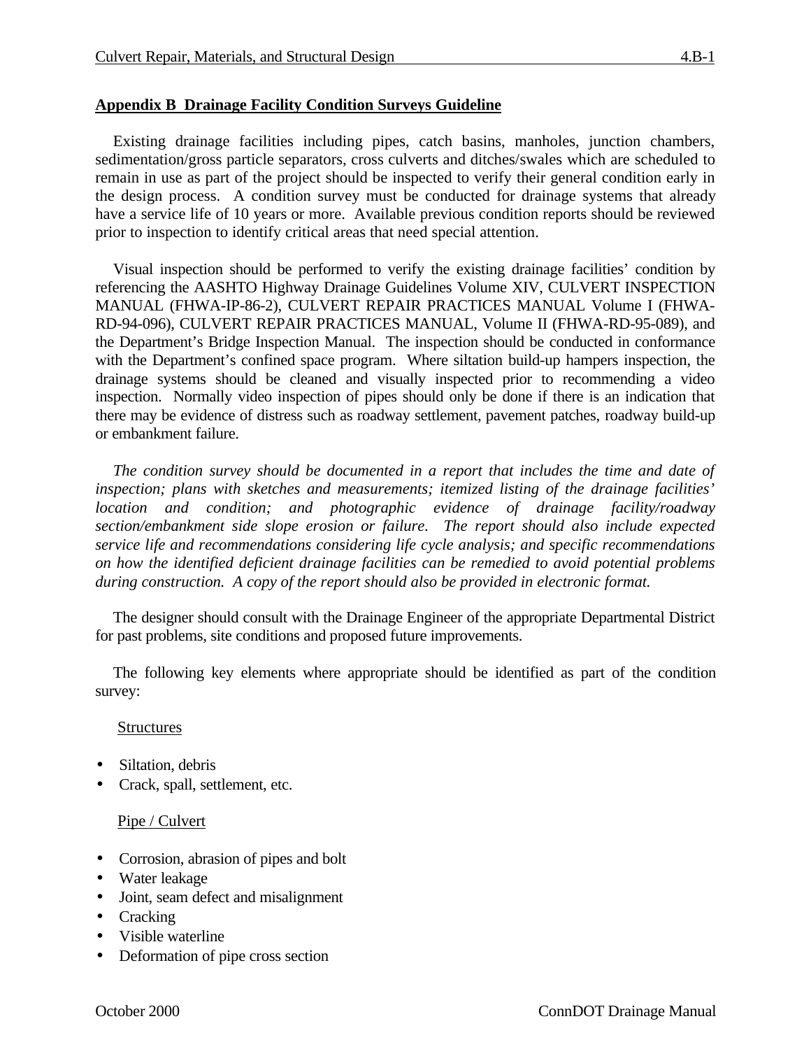## Appendix B  Drainage Facility Condition Surveys Guideline

Existing drainage facilities including pipes, catch basins, manholes, junction chambers, sedimentation/gross particle separators, cross culverts and ditches/swales which are scheduled to remain in use as part of the project should be inspected to verify their general condition early in the design process. A condition survey must be conducted for drainage systems that already have a service life of 10 years or more. Available previous condition reports should be reviewed prior to inspection to identify critical areas that need special attention.

Visual inspection should be performed to verify the existing drainage facilities' condition by referencing the AASHTO Highway Drainage Guidelines Volume XIV, CULVERT INSPECTION MANUAL (FHWA-IP-86-2), CULVERT REPAIR PRACTICES MANUAL Volume I (FHWA-RD-94-096), CULVERT REPAIR PRACTICES MANUAL, Volume II (FHWA-RD-95-089), and the Department's Bridge Inspection Manual. The inspection should be conducted in conformance with the Department's confined space program. Where siltation build-up hampers inspection, the drainage systems should be cleaned and visually inspected prior to recommending a video inspection. Normally video inspection of pipes should only be done if there is an indication that there may be evidence of distress such as roadway settlement, pavement patches, roadway build-up or embankment failure.

*The condition survey should be documented in a report that includes the time and date of inspection; plans with sketches and measurements; itemized listing of the drainage facilities' location and condition; and photographic evidence of drainage facility/roadway section/embankment side slope erosion or failure. The report should also include expected service life and recommendations considering life cycle analysis; and specific recommendations on how the identified deficient drainage facilities can be remedied to avoid potential problems during construction. A copy of the report should also be provided in electronic format.*

The designer should consult with the Drainage Engineer of the appropriate Departmental District for past problems, site conditions and proposed future improvements.

The following key elements where appropriate should be identified as part of the condition survey:

<u>Structures</u>

- Siltation, debris
- Crack, spall, settlement, etc.

<u>Pipe / Culvert</u>

- Corrosion, abrasion of pipes and bolt
- Water leakage
- Joint, seam defect and misalignment
- Cracking
- Visible waterline
- Deformation of pipe cross section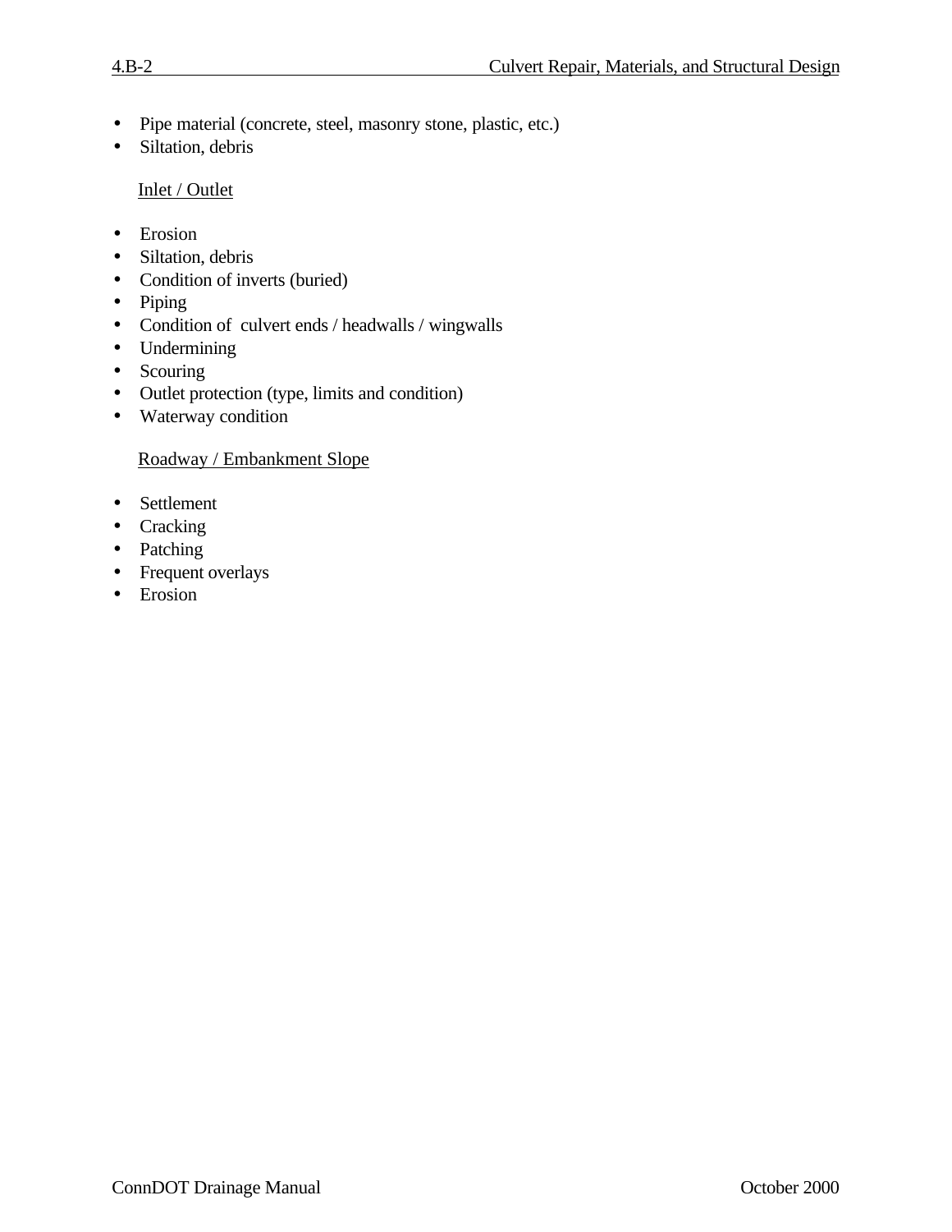- Pipe material (concrete, steel, masonry stone, plastic, etc.)
- Siltation, debris

Inlet / Outlet

- Erosion
- Siltation, debris
- Condition of inverts (buried)
- Piping
- Condition of culvert ends / headwalls / wingwalls
- Undermining
- Scouring
- Outlet protection (type, limits and condition)
- Waterway condition

Roadway / Embankment Slope

- Settlement
- Cracking
- Patching
- Frequent overlays
- Erosion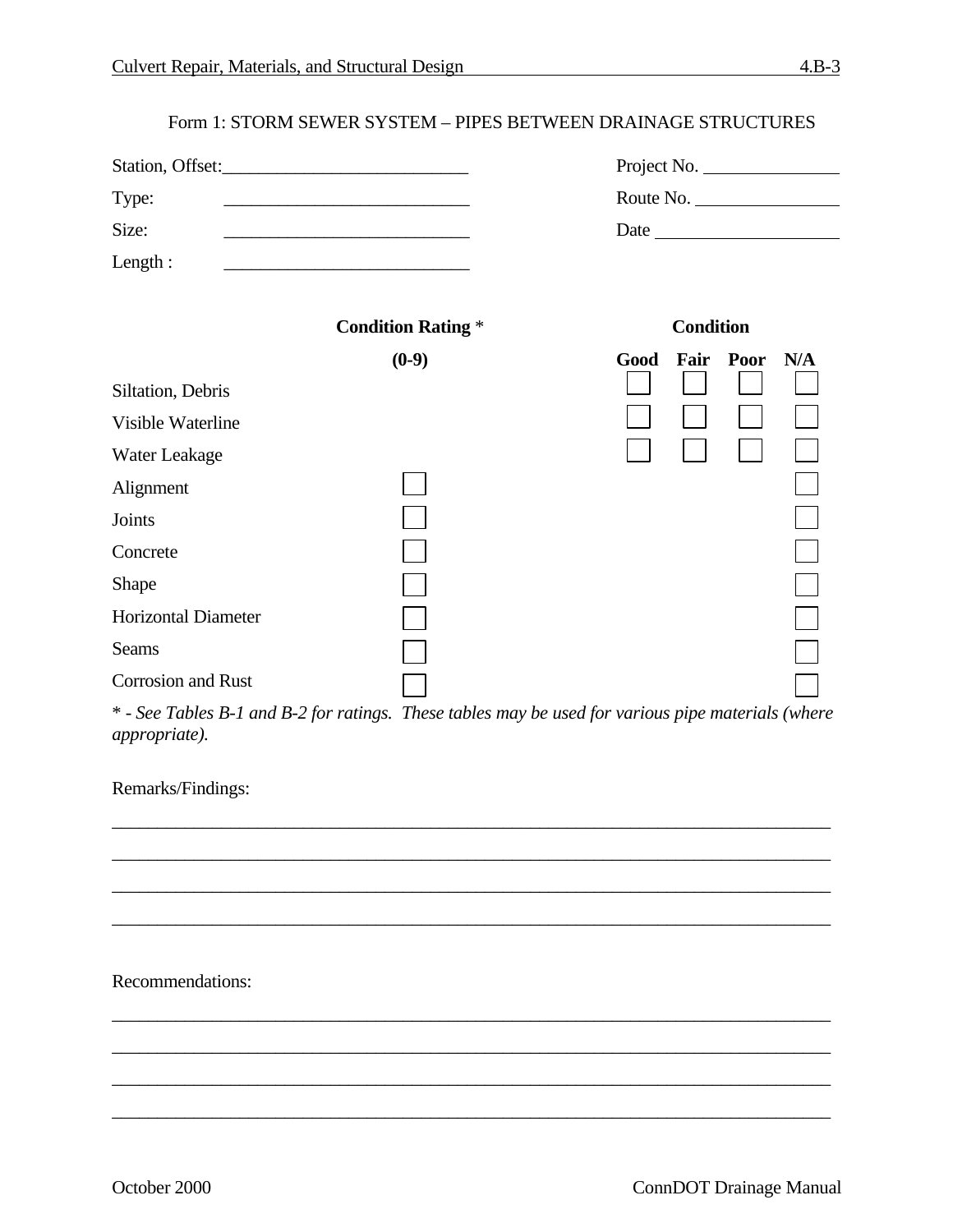## Form 1: STORM SEWER SYSTEM – PIPES BETWEEN DRAINAGE STRUCTURES

Station, Offset:___________________________ Project No. _______________

Type: ___________________________ Route No. ________________

Size: ___________________________ Date ____________________

Length : ___________________________

| | Condition Rating * (0-9) | Condition | | | |
|---|---|---|---|---|---|
| | | Good | Fair | Poor | N/A |
| Siltation, Debris | | ☐ | ☐ | ☐ | ☐ |
| Visible Waterline | | ☐ | ☐ | ☐ | ☐ |
| Water Leakage | | ☐ | ☐ | ☐ | ☐ |
| Alignment | ☐ | | | | ☐ |
| Joints | ☐ | | | | ☐ |
| Concrete | ☐ | | | | ☐ |
| Shape | ☐ | | | | ☐ |
| Horizontal Diameter | ☐ | | | | ☐ |
| Seams | ☐ | | | | ☐ |
| Corrosion and Rust | ☐ | | | | ☐ |

\* *- See Tables B-1 and B-2 for ratings. These tables may be used for various pipe materials (where appropriate).*

Remarks/Findings:

_____________________________________________________________________________

_____________________________________________________________________________

_____________________________________________________________________________

_____________________________________________________________________________

Recommendations:

_____________________________________________________________________________

_____________________________________________________________________________

_____________________________________________________________________________

_____________________________________________________________________________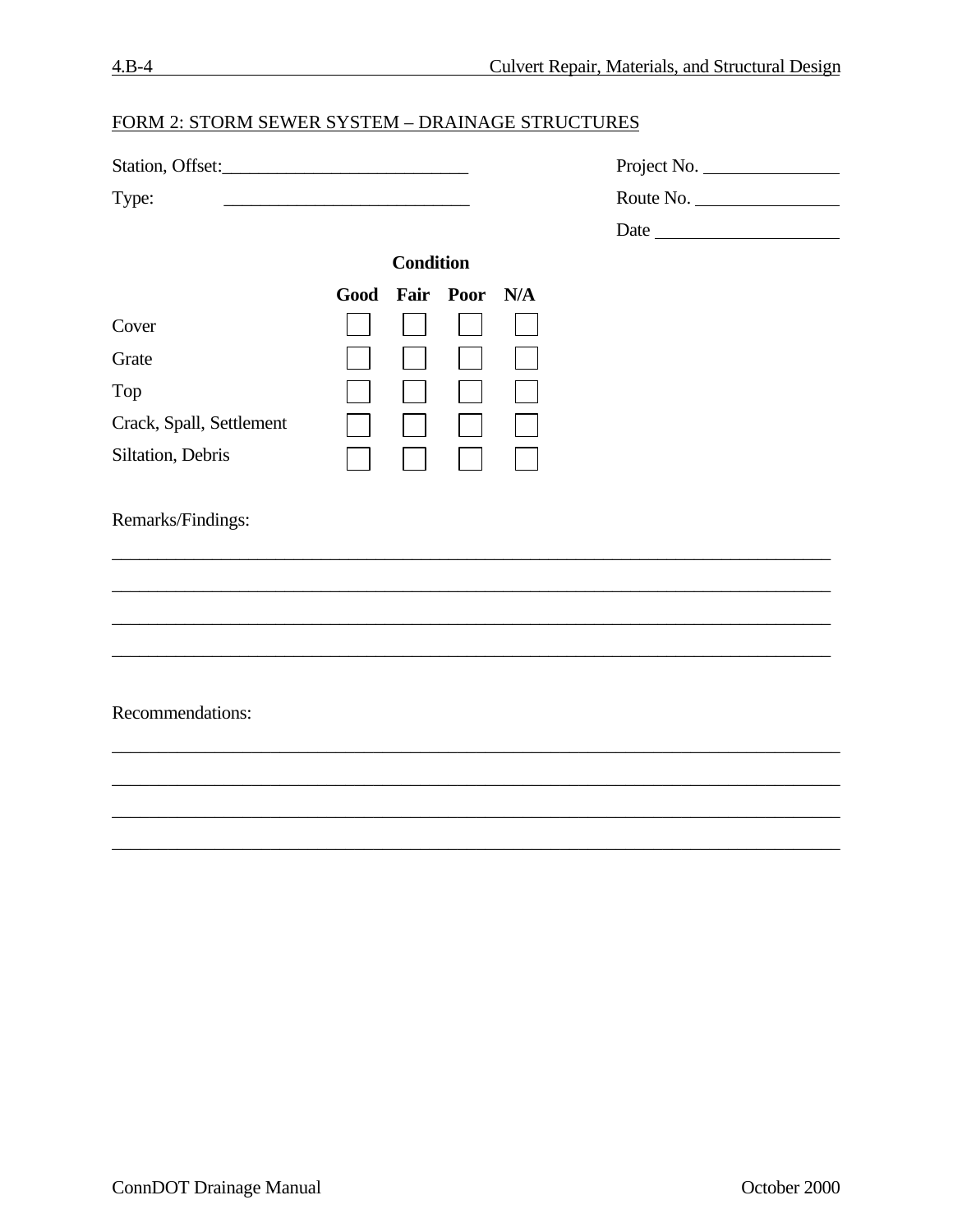## FORM 2: STORM SEWER SYSTEM – DRAINAGE STRUCTURES

Station, Offset:___________________________ Project No. _______________

Type: ___________________________ Route No. _______________

Date ___________________

**Condition**

| | **Good** | **Fair** | **Poor** | **N/A** |
|---|---|---|---|---|
| Cover | ☐ | ☐ | ☐ | ☐ |
| Grate | ☐ | ☐ | ☐ | ☐ |
| Top | ☐ | ☐ | ☐ | ☐ |
| Crack, Spall, Settlement | ☐ | ☐ | ☐ | ☐ |
| Siltation, Debris | ☐ | ☐ | ☐ | ☐ |

Remarks/Findings:

_______________________________________________________________________________

_______________________________________________________________________________

_______________________________________________________________________________

_______________________________________________________________________________

Recommendations:

_______________________________________________________________________________

_______________________________________________________________________________

_______________________________________________________________________________

_______________________________________________________________________________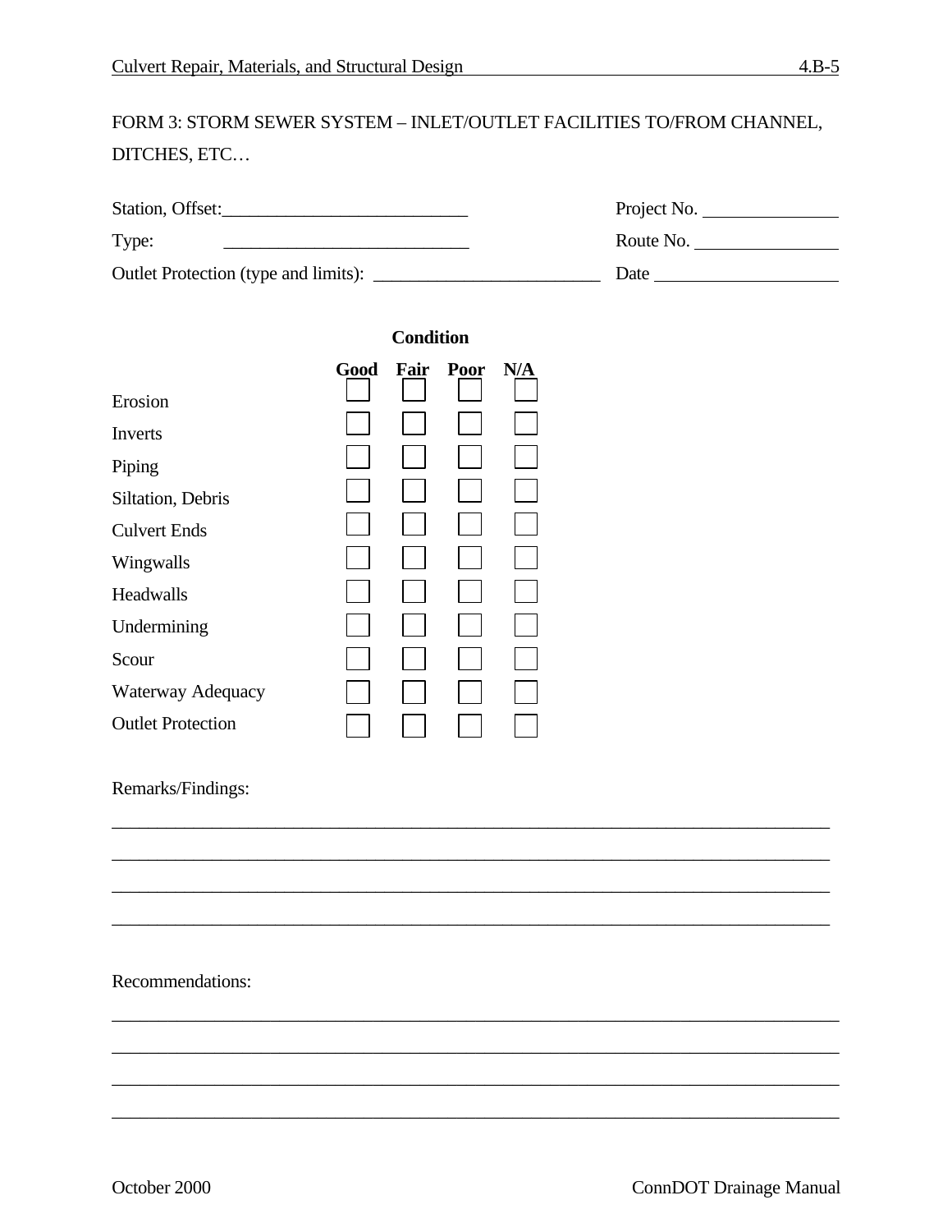FORM 3: STORM SEWER SYSTEM – INLET/OUTLET FACILITIES TO/FROM CHANNEL, DITCHES, ETC…

Station, Offset:___________________________ Project No. _______________

Type: ___________________________ Route No. ________________

Outlet Protection (type and limits): _________________________ Date ____________________

| | Condition | | | |
|---|---|---|---|---|
| | Good | Fair | Poor | N/A |
| Erosion | ☐ | ☐ | ☐ | ☐ |
| Inverts | ☐ | ☐ | ☐ | ☐ |
| Piping | ☐ | ☐ | ☐ | ☐ |
| Siltation, Debris | ☐ | ☐ | ☐ | ☐ |
| Culvert Ends | ☐ | ☐ | ☐ | ☐ |
| Wingwalls | ☐ | ☐ | ☐ | ☐ |
| Headwalls | ☐ | ☐ | ☐ | ☐ |
| Undermining | ☐ | ☐ | ☐ | ☐ |
| Scour | ☐ | ☐ | ☐ | ☐ |
| Waterway Adequacy | ☐ | ☐ | ☐ | ☐ |
| Outlet Protection | ☐ | ☐ | ☐ | ☐ |

Remarks/Findings:

________________________________________________________________________________

________________________________________________________________________________

________________________________________________________________________________

________________________________________________________________________________

Recommendations:

________________________________________________________________________________

________________________________________________________________________________

________________________________________________________________________________

________________________________________________________________________________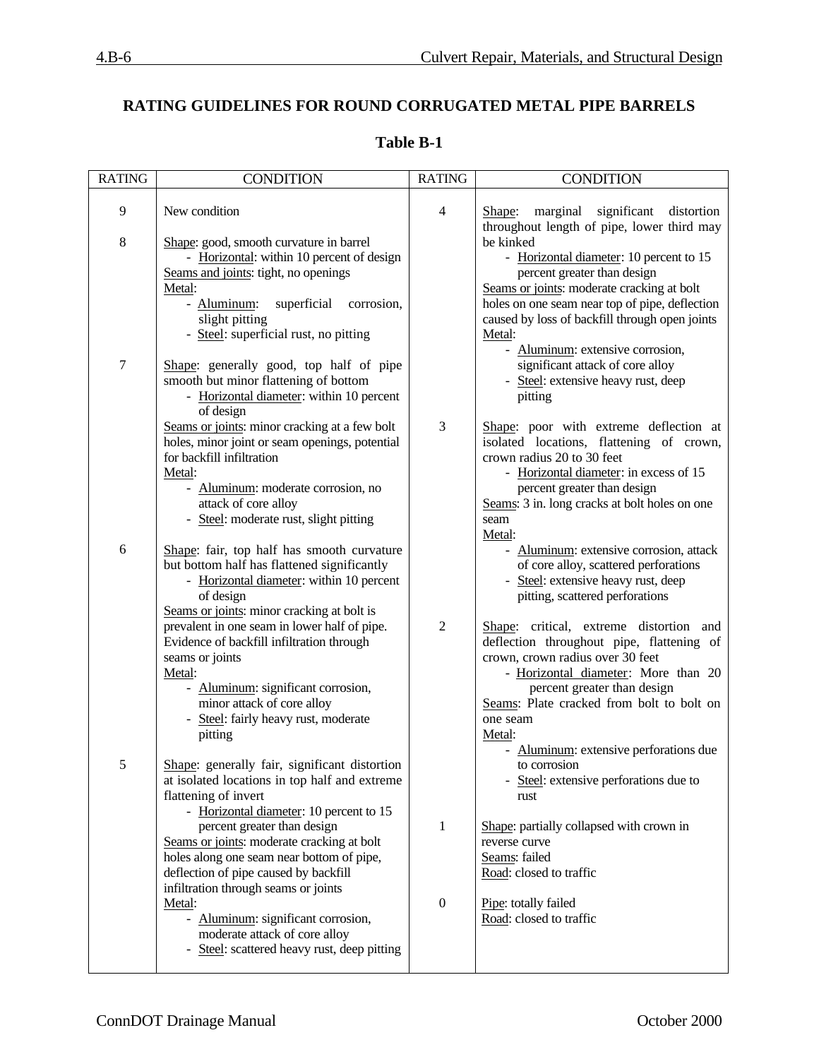# RATING GUIDELINES FOR ROUND CORRUGATED METAL PIPE BARRELS

## Table B-1

| RATING | CONDITION |
|---|---|
| 9 | New condition |
| 8 | Shape: good, smooth curvature in barrel<br>- Horizontal: within 10 percent of design<br>Seams and joints: tight, no openings<br>Metal:<br>- Aluminum: superficial corrosion, slight pitting<br>- Steel: superficial rust, no pitting |
| 7 | Shape: generally good, top half of pipe smooth but minor flattening of bottom<br>- Horizontal diameter: within 10 percent of design<br>Seams or joints: minor cracking at a few bolt holes, minor joint or seam openings, potential for backfill infiltration<br>Metal:<br>- Aluminum: moderate corrosion, no attack of core alloy<br>- Steel: moderate rust, slight pitting |
| 6 | Shape: fair, top half has smooth curvature but bottom half has flattened significantly<br>- Horizontal diameter: within 10 percent of design<br>Seams or joints: minor cracking at bolt is prevalent in one seam in lower half of pipe. Evidence of backfill infiltration through seams or joints<br>Metal:<br>- Aluminum: significant corrosion, minor attack of core alloy<br>- Steel: fairly heavy rust, moderate pitting |
| 5 | Shape: generally fair, significant distortion at isolated locations in top half and extreme flattening of invert<br>- Horizontal diameter: 10 percent to 15 percent greater than design<br>Seams or joints: moderate cracking at bolt holes along one seam near bottom of pipe, deflection of pipe caused by backfill infiltration through seams or joints<br>Metal:<br>- Aluminum: significant corrosion, moderate attack of core alloy<br>- Steel: scattered heavy rust, deep pitting |
| 4 | Shape: marginal significant distortion throughout length of pipe, lower third may be kinked<br>- Horizontal diameter: 10 percent to 15 percent greater than design<br>Seams or joints: moderate cracking at bolt holes on one seam near top of pipe, deflection caused by loss of backfill through open joints<br>Metal:<br>- Aluminum: extensive corrosion, significant attack of core alloy<br>- Steel: extensive heavy rust, deep pitting |
| 3 | Shape: poor with extreme deflection at isolated locations, flattening of crown, crown radius 20 to 30 feet<br>- Horizontal diameter: in excess of 15 percent greater than design<br>Seams: 3 in. long cracks at bolt holes on one seam<br>Metal:<br>- Aluminum: extensive corrosion, attack of core alloy, scattered perforations<br>- Steel: extensive heavy rust, deep pitting, scattered perforations |
| 2 | Shape: critical, extreme distortion and deflection throughout pipe, flattening of crown, crown radius over 30 feet<br>- Horizontal diameter: More than 20 percent greater than design<br>Seams: Plate cracked from bolt to bolt on one seam<br>Metal:<br>- Aluminum: extensive perforations due to corrosion<br>- Steel: extensive perforations due to rust |
| 1 | Shape: partially collapsed with crown in reverse curve<br>Seams: failed<br>Road: closed to traffic |
| 0 | Pipe: totally failed<br>Road: closed to traffic |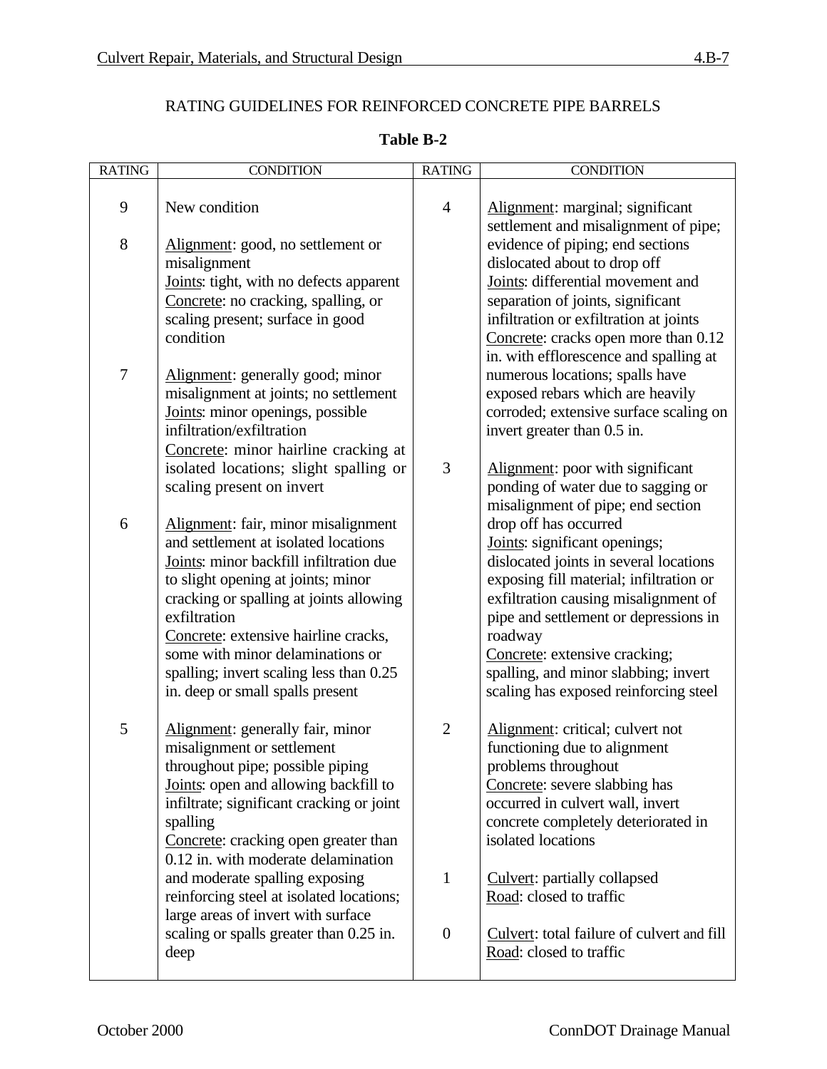RATING GUIDELINES FOR REINFORCED CONCRETE PIPE BARRELS

**Table B-2**

| RATING | CONDITION | RATING | CONDITION |
|---|---|---|---|
| 9 | New condition | 4 | Alignment: marginal; significant settlement and misalignment of pipe; evidence of piping; end sections dislocated about to drop off<br>Joints: differential movement and separation of joints, significant infiltration or exfiltration at joints<br>Concrete: cracks open more than 0.12 in. with efflorescence and spalling at numerous locations; spalls have exposed rebars which are heavily corroded; extensive surface scaling on invert greater than 0.5 in. |
| 8 | Alignment: good, no settlement or misalignment<br>Joints: tight, with no defects apparent<br>Concrete: no cracking, spalling, or scaling present; surface in good condition | | |
| 7 | Alignment: generally good; minor misalignment at joints; no settlement<br>Joints: minor openings, possible infiltration/exfiltration<br>Concrete: minor hairline cracking at isolated locations; slight spalling or scaling present on invert | 3 | Alignment: poor with significant ponding of water due to sagging or misalignment of pipe; end section drop off has occurred<br>Joints: significant openings; dislocated joints in several locations exposing fill material; infiltration or exfiltration causing misalignment of pipe and settlement or depressions in roadway<br>Concrete: extensive cracking; spalling, and minor slabbing; invert scaling has exposed reinforcing steel |
| 6 | Alignment: fair, minor misalignment and settlement at isolated locations<br>Joints: minor backfill infiltration due to slight opening at joints; minor cracking or spalling at joints allowing exfiltration<br>Concrete: extensive hairline cracks, some with minor delaminations or spalling; invert scaling less than 0.25 in. deep or small spalls present | | |
| 5 | Alignment: generally fair, minor misalignment or settlement throughout pipe; possible piping<br>Joints: open and allowing backfill to infiltrate; significant cracking or joint spalling<br>Concrete: cracking open greater than 0.12 in. with moderate delamination and moderate spalling exposing reinforcing steel at isolated locations; large areas of invert with surface scaling or spalls greater than 0.25 in. deep | 2 | Alignment: critical; culvert not functioning due to alignment problems throughout<br>Concrete: severe slabbing has occurred in culvert wall, invert concrete completely deteriorated in isolated locations |
| | | 1 | Culvert: partially collapsed<br>Road: closed to traffic |
| | | 0 | Culvert: total failure of culvert and fill<br>Road: closed to traffic |